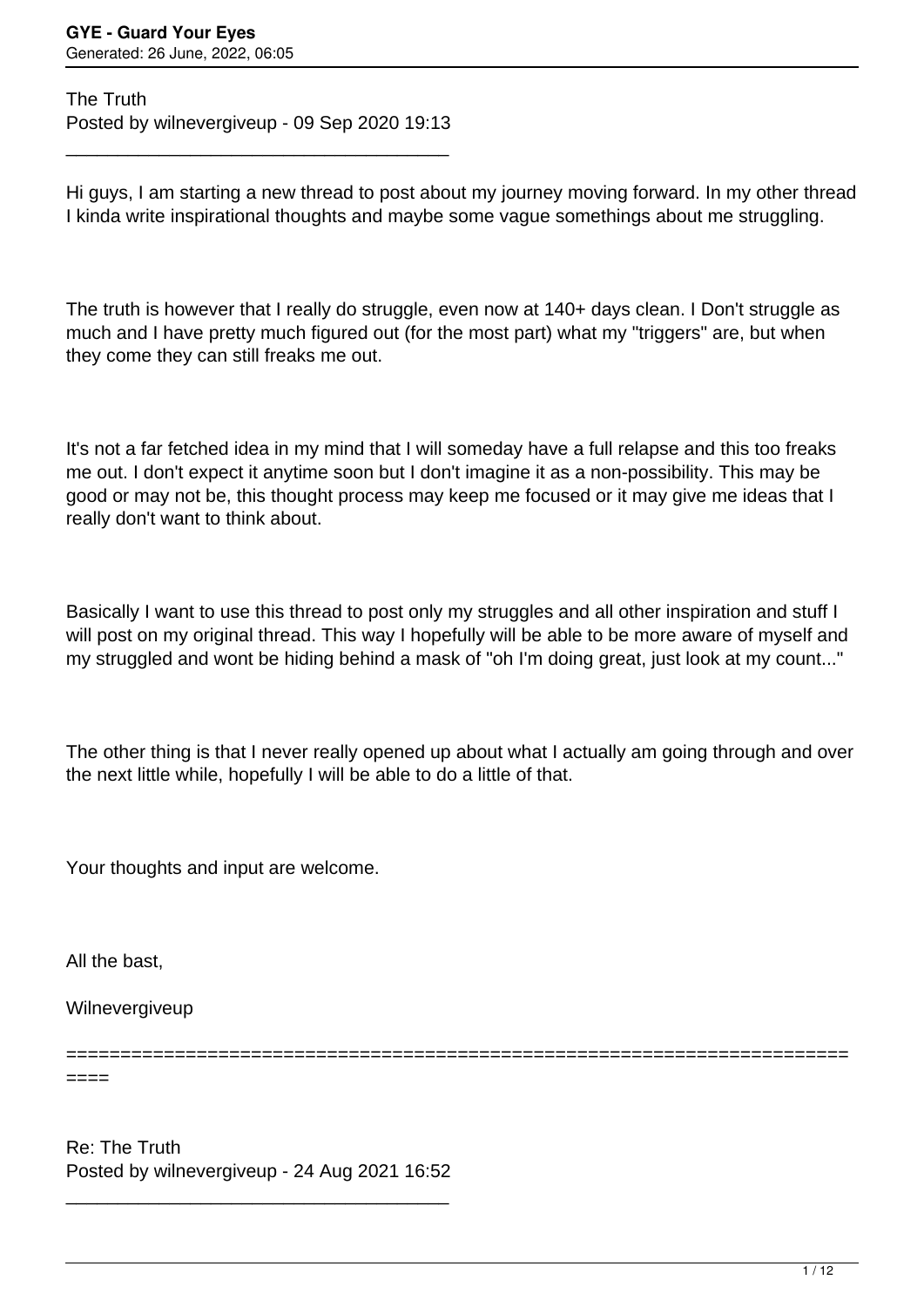The Truth
Posted by wilnevergiveup - 09 Sep 2020 19:13

---

Hi guys, I am starting a new thread to post about my journey moving forward. In my other thread I kinda write inspirational thoughts and maybe some vague somethings about me struggling.

The truth is however that I really do struggle, even now at 140+ days clean. I Don't struggle as much and I have pretty much figured out (for the most part) what my "triggers" are, but when they come they can still freaks me out.

It's not a far fetched idea in my mind that I will someday have a full relapse and this too freaks me out. I don't expect it anytime soon but I don't imagine it as a non-possibility. This may be good or may not be, this thought process may keep me focused or it may give me ideas that I really don't want to think about.

Basically I want to use this thread to post only my struggles and all other inspiration and stuff I will post on my original thread. This way I hopefully will be able to be more aware of myself and my struggled and wont be hiding behind a mask of "oh I'm doing great, just look at my count..."

The other thing is that I never really opened up about what I actually am going through and over the next little while, hopefully I will be able to do a little of that.

Your thoughts and input are welcome.

All the bast,

Wilnevergiveup

---

Re: The Truth
Posted by wilnevergiveup - 24 Aug 2021 16:52

---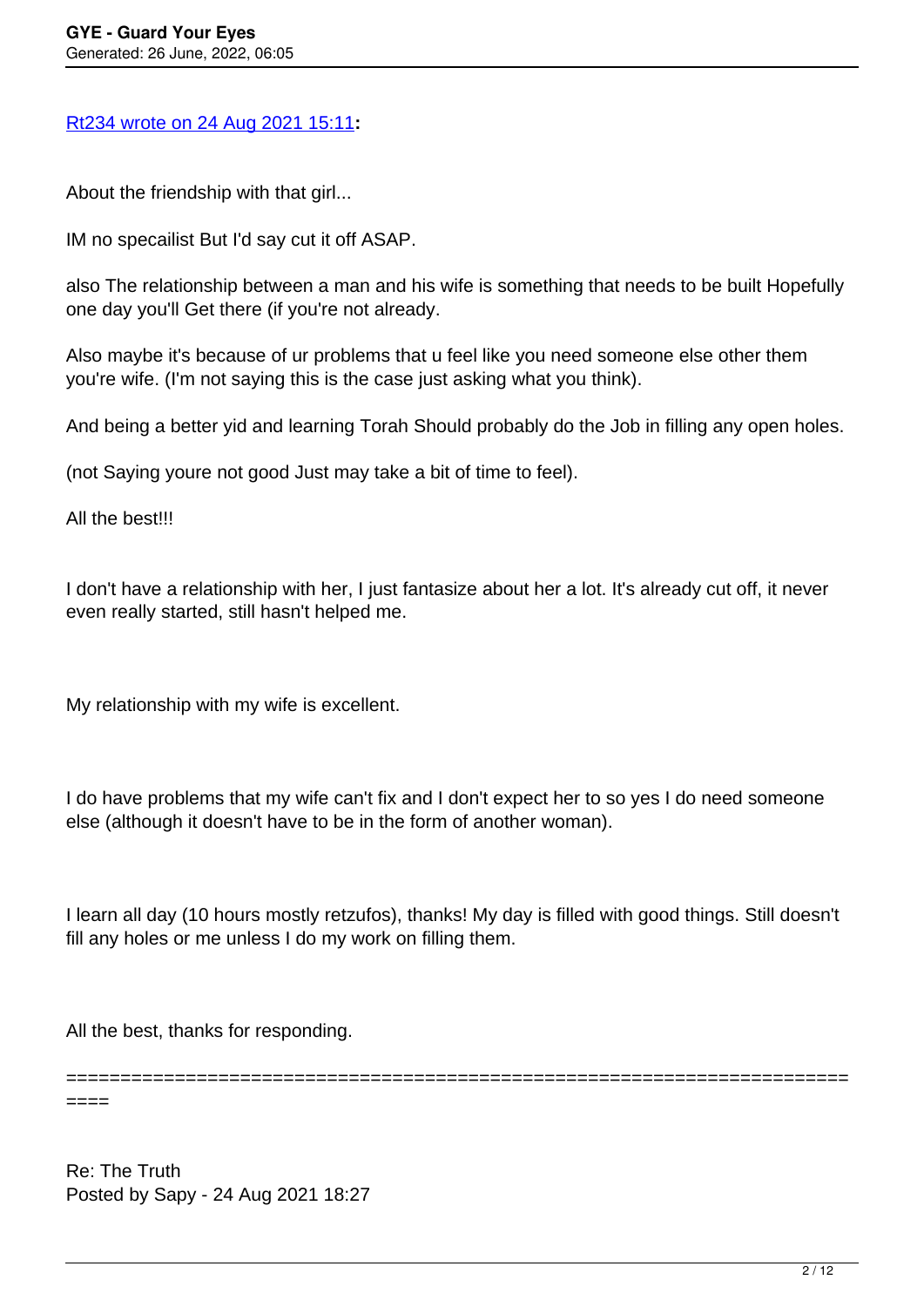[Rt234 wrote on 24 Aug 2021 15:11]**:**

About the friendship with that girl...

IM no specailist But I'd say cut it off ASAP.

also The relationship between a man and his wife is something that needs to be built Hopefully one day you'll Get there (if you're not already.

Also maybe it's because of ur problems that u feel like you need someone else other them you're wife. (I'm not saying this is the case just asking what you think).

And being a better yid and learning Torah Should probably do the Job in filling any open holes.

(not Saying youre not good Just may take a bit of time to feel).

All the best!!!

I don't have a relationship with her, I just fantasize about her a lot. It's already cut off, it never even really started, still hasn't helped me.

My relationship with my wife is excellent.

I do have problems that my wife can't fix and I don't expect her to so yes I do need someone else (although it doesn't have to be in the form of another woman).

I learn all day (10 hours mostly retzufos), thanks! My day is filled with good things. Still doesn't fill any holes or me unless I do my work on filling them.

All the best, thanks for responding.

============================================================================

Re: The Truth
Posted by Sapy - 24 Aug 2021 18:27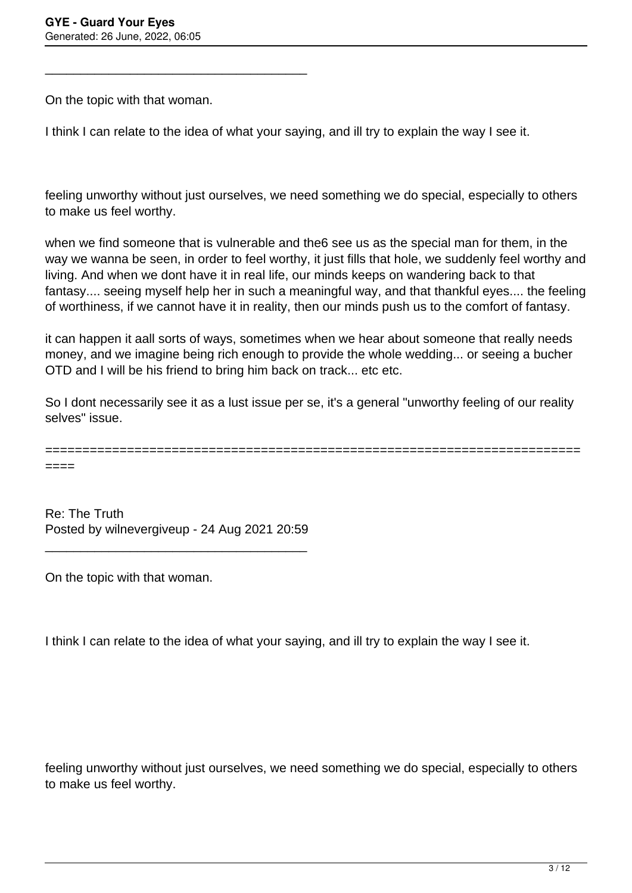---

On the topic with that woman.

I think I can relate to the idea of what your saying, and ill try to explain the way I see it.

feeling unworthy without just ourselves, we need something we do special, especially to others to make us feel worthy.

when we find someone that is vulnerable and the6 see us as the special man for them, in the way we wanna be seen, in order to feel worthy, it just fills that hole, we suddenly feel worthy and living. And when we dont have it in real life, our minds keeps on wandering back to that fantasy.... seeing myself help her in such a meaningful way, and that thankful eyes.... the feeling of worthiness, if we cannot have it in reality, then our minds push us to the comfort of fantasy.

it can happen it aall sorts of ways, sometimes when we hear about someone that really needs money, and we imagine being rich enough to provide the whole wedding... or seeing a bucher OTD and I will be his friend to bring him back on track... etc etc.

So I dont necessarily see it as a lust issue per se, it's a general "unworthy feeling of our reality selves" issue.

============================================================================

Re: The Truth
Posted by wilnevergiveup - 24 Aug 2021 20:59

---

On the topic with that woman.

I think I can relate to the idea of what your saying, and ill try to explain the way I see it.

feeling unworthy without just ourselves, we need something we do special, especially to others to make us feel worthy.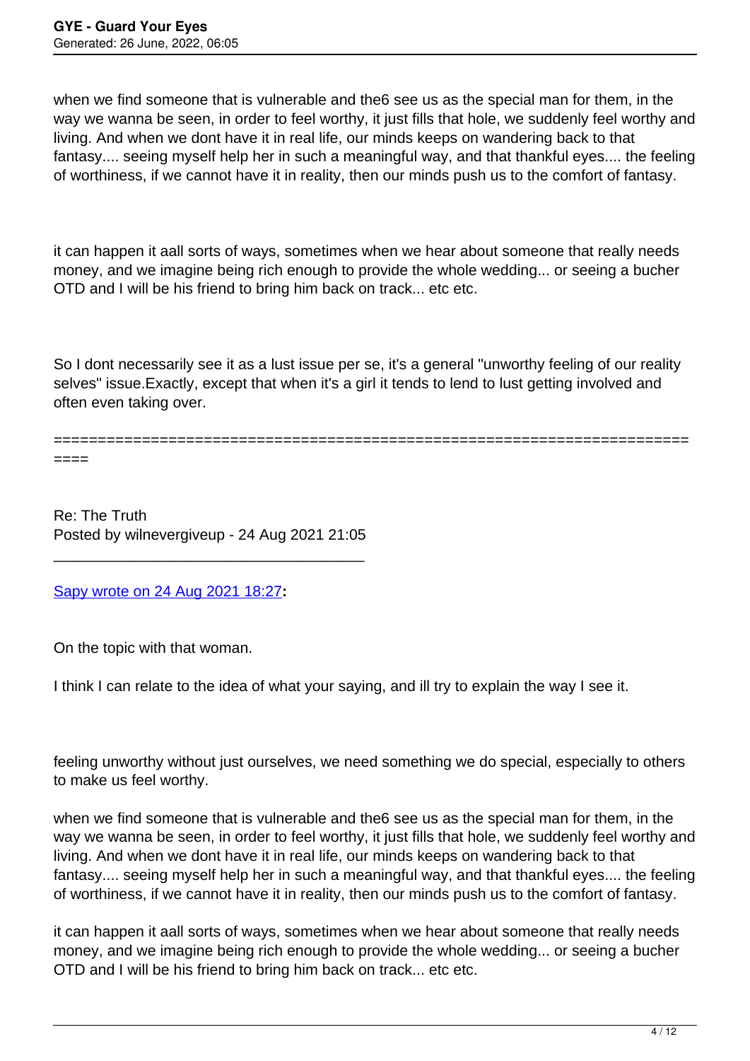when we find someone that is vulnerable and the6 see us as the special man for them, in the way we wanna be seen, in order to feel worthy, it just fills that hole, we suddenly feel worthy and living. And when we dont have it in real life, our minds keeps on wandering back to that fantasy.... seeing myself help her in such a meaningful way, and that thankful eyes.... the feeling of worthiness, if we cannot have it in reality, then our minds push us to the comfort of fantasy.

it can happen it aall sorts of ways, sometimes when we hear about someone that really needs money, and we imagine being rich enough to provide the whole wedding... or seeing a bucher OTD and I will be his friend to bring him back on track... etc etc.

So I dont necessarily see it as a lust issue per se, it's a general "unworthy feeling of our reality selves" issue.Exactly, except that when it's a girl it tends to lend to lust getting involved and often even taking over.

============================================================================

Re: The Truth
Posted by wilnevergiveup - 24 Aug 2021 21:05

---

Sapy wrote on 24 Aug 2021 18:27**:**

On the topic with that woman.

I think I can relate to the idea of what your saying, and ill try to explain the way I see it.

feeling unworthy without just ourselves, we need something we do special, especially to others to make us feel worthy.

when we find someone that is vulnerable and the6 see us as the special man for them, in the way we wanna be seen, in order to feel worthy, it just fills that hole, we suddenly feel worthy and living. And when we dont have it in real life, our minds keeps on wandering back to that fantasy.... seeing myself help her in such a meaningful way, and that thankful eyes.... the feeling of worthiness, if we cannot have it in reality, then our minds push us to the comfort of fantasy.

it can happen it aall sorts of ways, sometimes when we hear about someone that really needs money, and we imagine being rich enough to provide the whole wedding... or seeing a bucher OTD and I will be his friend to bring him back on track... etc etc.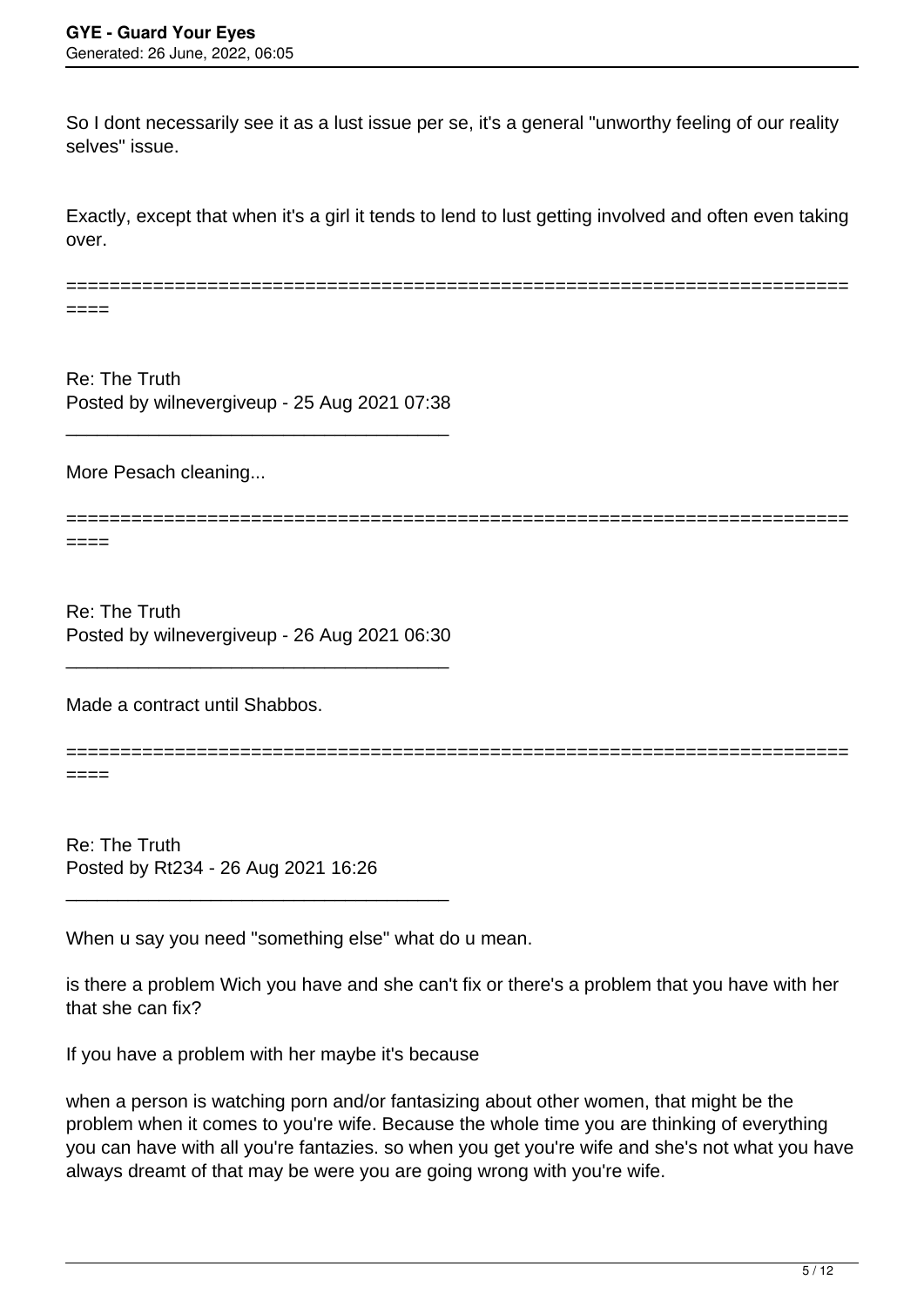So I dont necessarily see it as a lust issue per se, it's a general "unworthy feeling of our reality selves" issue.

Exactly, except that when it's a girl it tends to lend to lust getting involved and often even taking over.

========================================================================

Re: The Truth
Posted by wilnevergiveup - 25 Aug 2021 07:38

---

More Pesach cleaning...

========================================================================

Re: The Truth
Posted by wilnevergiveup - 26 Aug 2021 06:30

---

Made a contract until Shabbos.

========================================================================

Re: The Truth
Posted by Rt234 - 26 Aug 2021 16:26

---

When u say you need "something else" what do u mean.

is there a problem Wich you have and she can't fix or there's a problem that you have with her that she can fix?

If you have a problem with her maybe it's because

when a person is watching porn and/or fantasizing about other women, that might be the problem when it comes to you're wife. Because the whole time you are thinking of everything you can have with all you're fantazies. so when you get you're wife and she's not what you have always dreamt of that may be were you are going wrong with you're wife.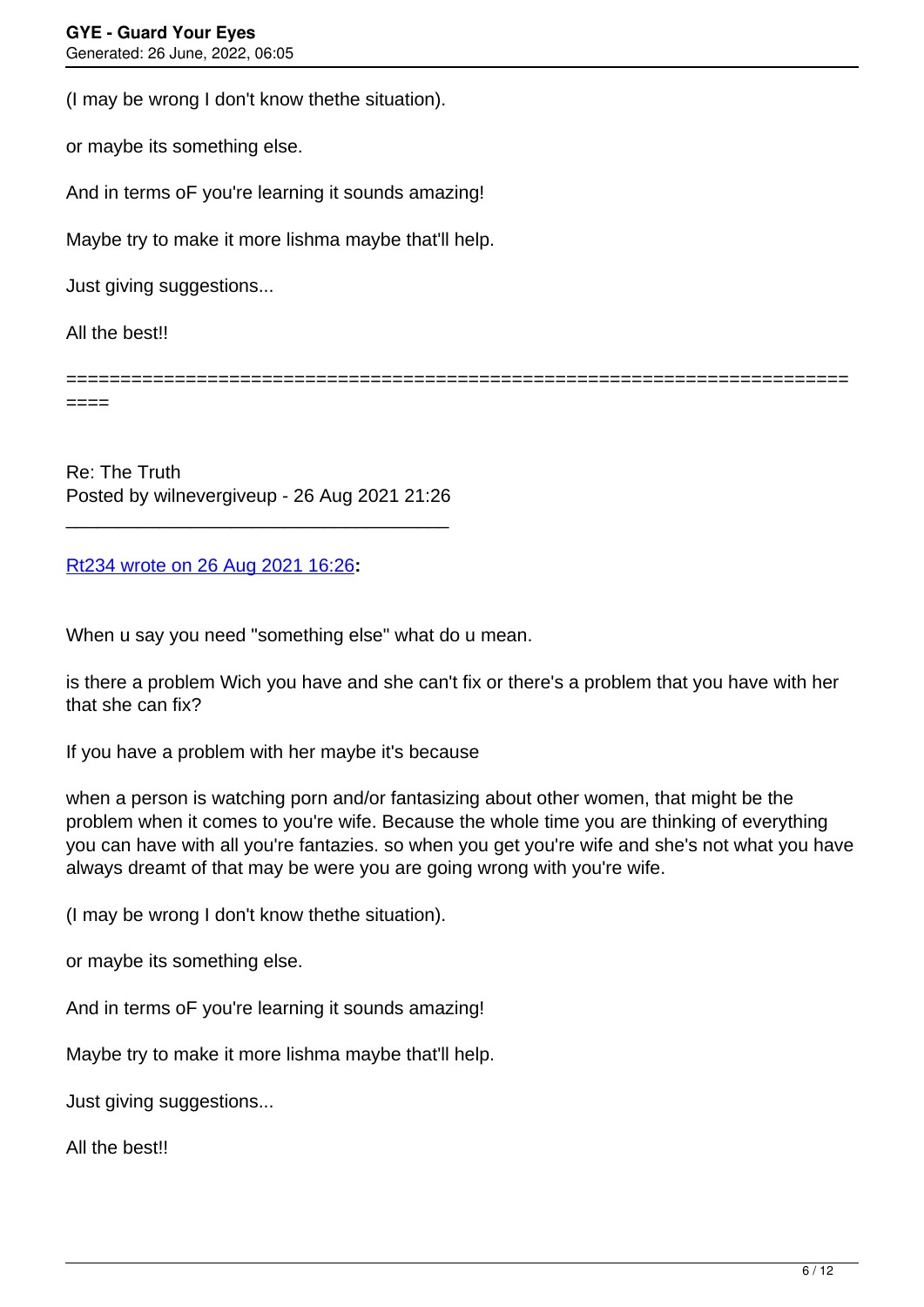(I may be wrong I don't know thethe situation).

or maybe its something else.

And in terms oF you're learning it sounds amazing!

Maybe try to make it more lishma maybe that'll help.

Just giving suggestions...

All the best!!

============================================================================

Re: The Truth
Posted by wilnevergiveup - 26 Aug 2021 21:26

---

Rt234 wrote on 26 Aug 2021 16:26**:**

When u say you need "something else" what do u mean.

is there a problem Wich you have and she can't fix or there's a problem that you have with her that she can fix?

If you have a problem with her maybe it's because

when a person is watching porn and/or fantasizing about other women, that might be the problem when it comes to you're wife. Because the whole time you are thinking of everything you can have with all you're fantazies. so when you get you're wife and she's not what you have always dreamt of that may be were you are going wrong with you're wife.

(I may be wrong I don't know thethe situation).

or maybe its something else.

And in terms oF you're learning it sounds amazing!

Maybe try to make it more lishma maybe that'll help.

Just giving suggestions...

All the best!!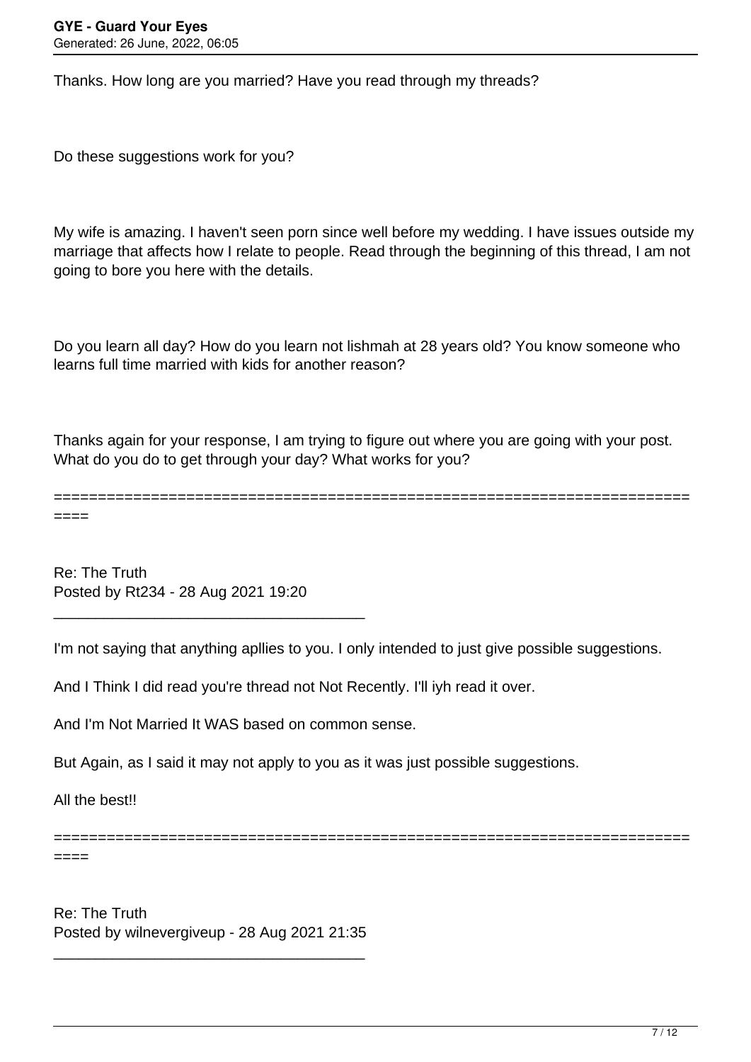Thanks. How long are you married? Have you read through my threads?

Do these suggestions work for you?

My wife is amazing. I haven't seen porn since well before my wedding. I have issues outside my marriage that affects how I relate to people. Read through the beginning of this thread, I am not going to bore you here with the details.

Do you learn all day? How do you learn not lishmah at 28 years old? You know someone who learns full time married with kids for another reason?

Thanks again for your response, I am trying to figure out where you are going with your post. What do you do to get through your day? What works for you?

============================================================================

Re: The Truth
Posted by Rt234 - 28 Aug 2021 19:20

_____________________________________

I'm not saying that anything apllies to you. I only intended to just give possible suggestions.

And I Think I did read you're thread not Not Recently. I'll iyh read it over.

And I'm Not Married It WAS based on common sense.

But Again, as I said it may not apply to you as it was just possible suggestions.

All the best!!

============================================================================

Re: The Truth
Posted by wilnevergiveup - 28 Aug 2021 21:35

_____________________________________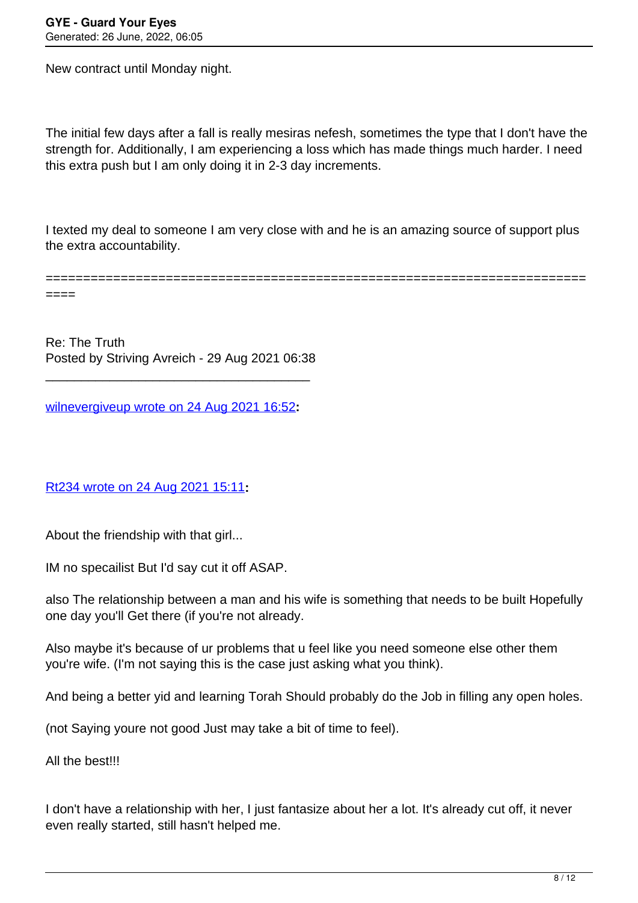New contract until Monday night.

The initial few days after a fall is really mesiras nefesh, sometimes the type that I don't have the strength for. Additionally, I am experiencing a loss which has made things much harder. I need this extra push but I am only doing it in 2-3 day increments.

I texted my deal to someone I am very close with and he is an amazing source of support plus the extra accountability.

============================================================================

Re: The Truth
Posted by Striving Avreich - 29 Aug 2021 06:38

_____________________________________

wilnevergiveup wrote on 24 Aug 2021 16:52**:**

Rt234 wrote on 24 Aug 2021 15:11**:**

About the friendship with that girl...

IM no specailist But I'd say cut it off ASAP.

also The relationship between a man and his wife is something that needs to be built Hopefully one day you'll Get there (if you're not already.

Also maybe it's because of ur problems that u feel like you need someone else other them you're wife. (I'm not saying this is the case just asking what you think).

And being a better yid and learning Torah Should probably do the Job in filling any open holes.

(not Saying youre not good Just may take a bit of time to feel).

All the best!!!

I don't have a relationship with her, I just fantasize about her a lot. It's already cut off, it never even really started, still hasn't helped me.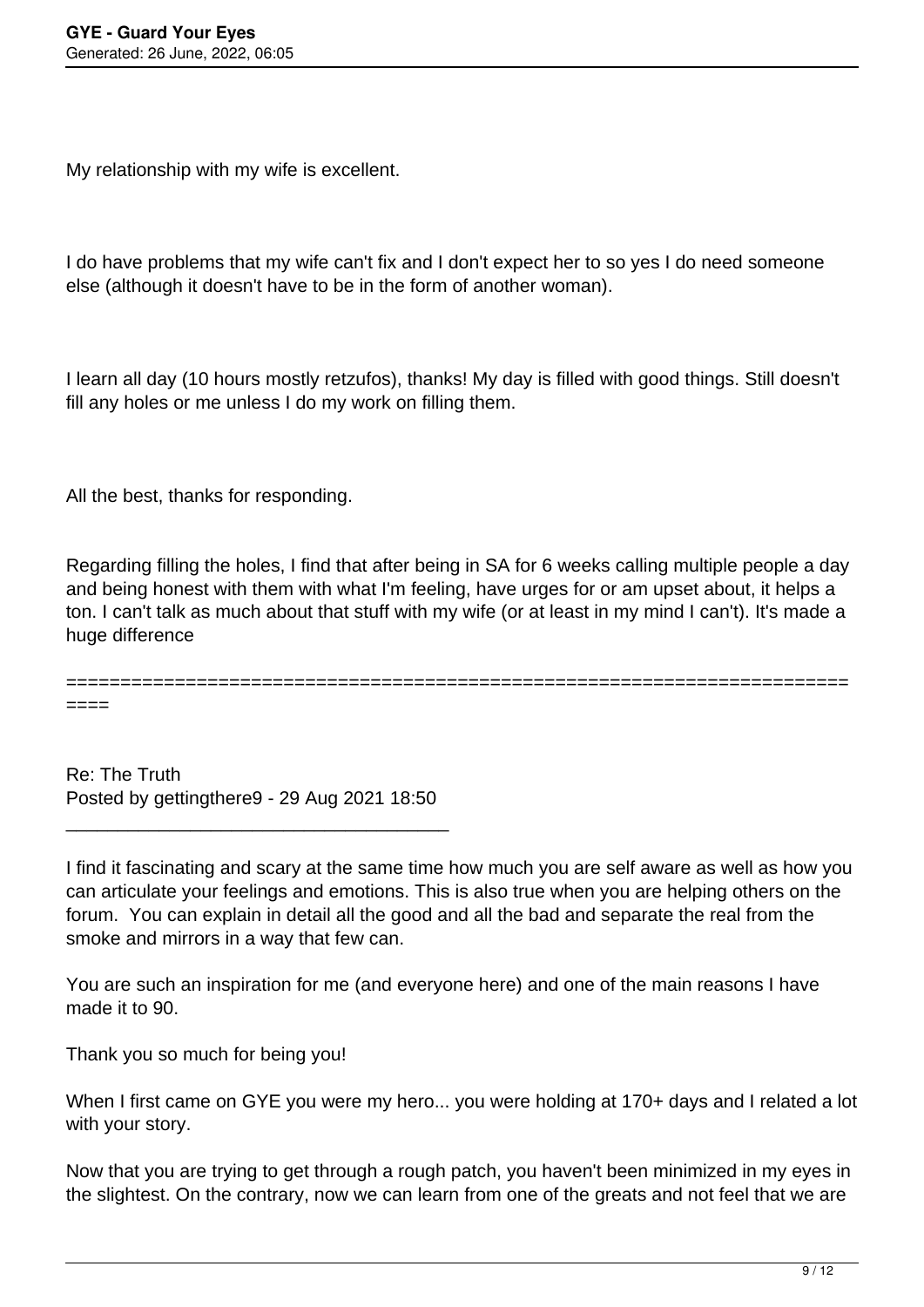My relationship with my wife is excellent.

I do have problems that my wife can't fix and I don't expect her to so yes I do need someone else (although it doesn't have to be in the form of another woman).

I learn all day (10 hours mostly retzufos), thanks! My day is filled with good things. Still doesn't fill any holes or me unless I do my work on filling them.

All the best, thanks for responding.

Regarding filling the holes, I find that after being in SA for 6 weeks calling multiple people a day and being honest with them with what I'm feeling, have urges for or am upset about, it helps a ton. I can't talk as much about that stuff with my wife (or at least in my mind I can't). It's made a huge difference

============================================================================

Re: The Truth
Posted by gettingthere9 - 29 Aug 2021 18:50

_____________________________________

I find it fascinating and scary at the same time how much you are self aware as well as how you can articulate your feelings and emotions. This is also true when you are helping others on the forum. You can explain in detail all the good and all the bad and separate the real from the smoke and mirrors in a way that few can.

You are such an inspiration for me (and everyone here) and one of the main reasons I have made it to 90.

Thank you so much for being you!

When I first came on GYE you were my hero... you were holding at 170+ days and I related a lot with your story.

Now that you are trying to get through a rough patch, you haven't been minimized in my eyes in the slightest. On the contrary, now we can learn from one of the greats and not feel that we are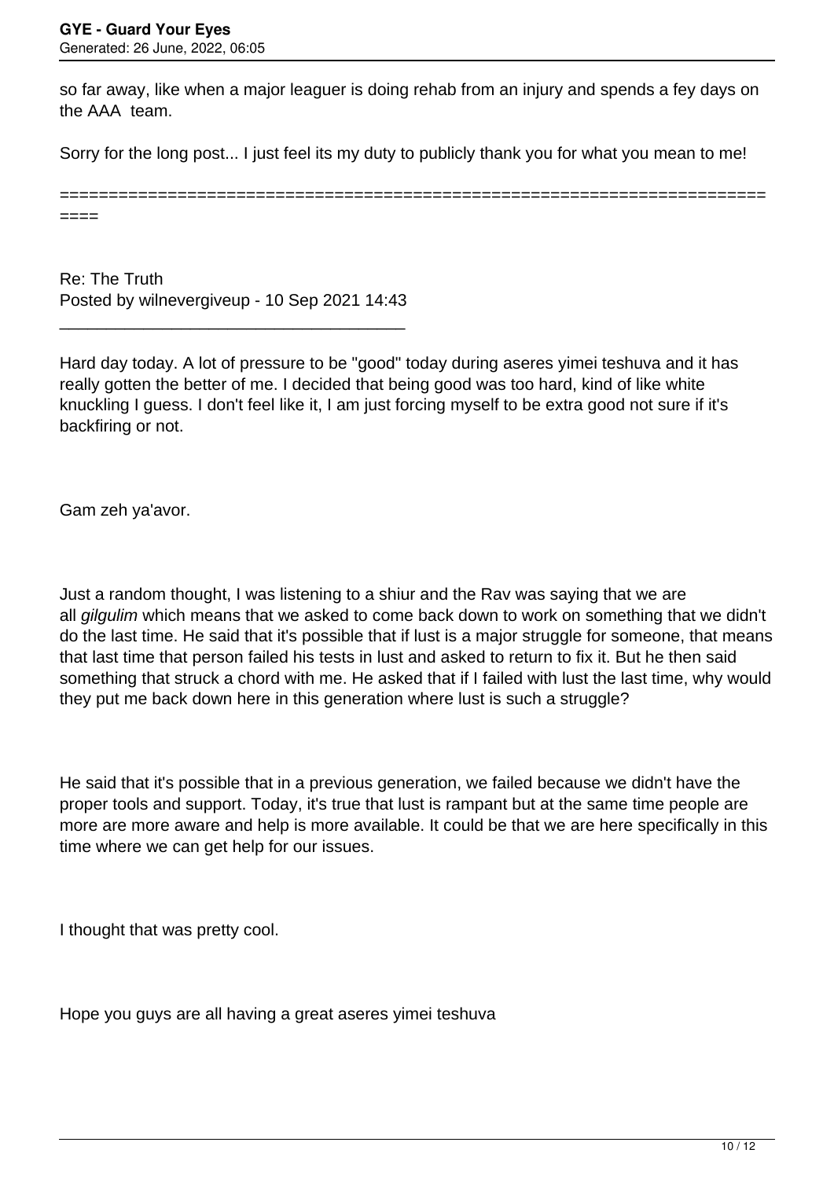so far away, like when a major leaguer is doing rehab from an injury and spends a fey days on the AAA team.

Sorry for the long post... I just feel its my duty to publicly thank you for what you mean to me!

============================================================================

Re: The Truth
Posted by wilnevergiveup - 10 Sep 2021 14:43

---

Hard day today. A lot of pressure to be "good" today during aseres yimei teshuva and it has really gotten the better of me. I decided that being good was too hard, kind of like white knuckling I guess. I don't feel like it, I am just forcing myself to be extra good not sure if it's backfiring or not.

Gam zeh ya'avor.

Just a random thought, I was listening to a shiur and the Rav was saying that we are all *gilgulim* which means that we asked to come back down to work on something that we didn't do the last time. He said that it's possible that if lust is a major struggle for someone, that means that last time that person failed his tests in lust and asked to return to fix it. But he then said something that struck a chord with me. He asked that if I failed with lust the last time, why would they put me back down here in this generation where lust is such a struggle?

He said that it's possible that in a previous generation, we failed because we didn't have the proper tools and support. Today, it's true that lust is rampant but at the same time people are more are more aware and help is more available. It could be that we are here specifically in this time where we can get help for our issues.

I thought that was pretty cool.

Hope you guys are all having a great aseres yimei teshuva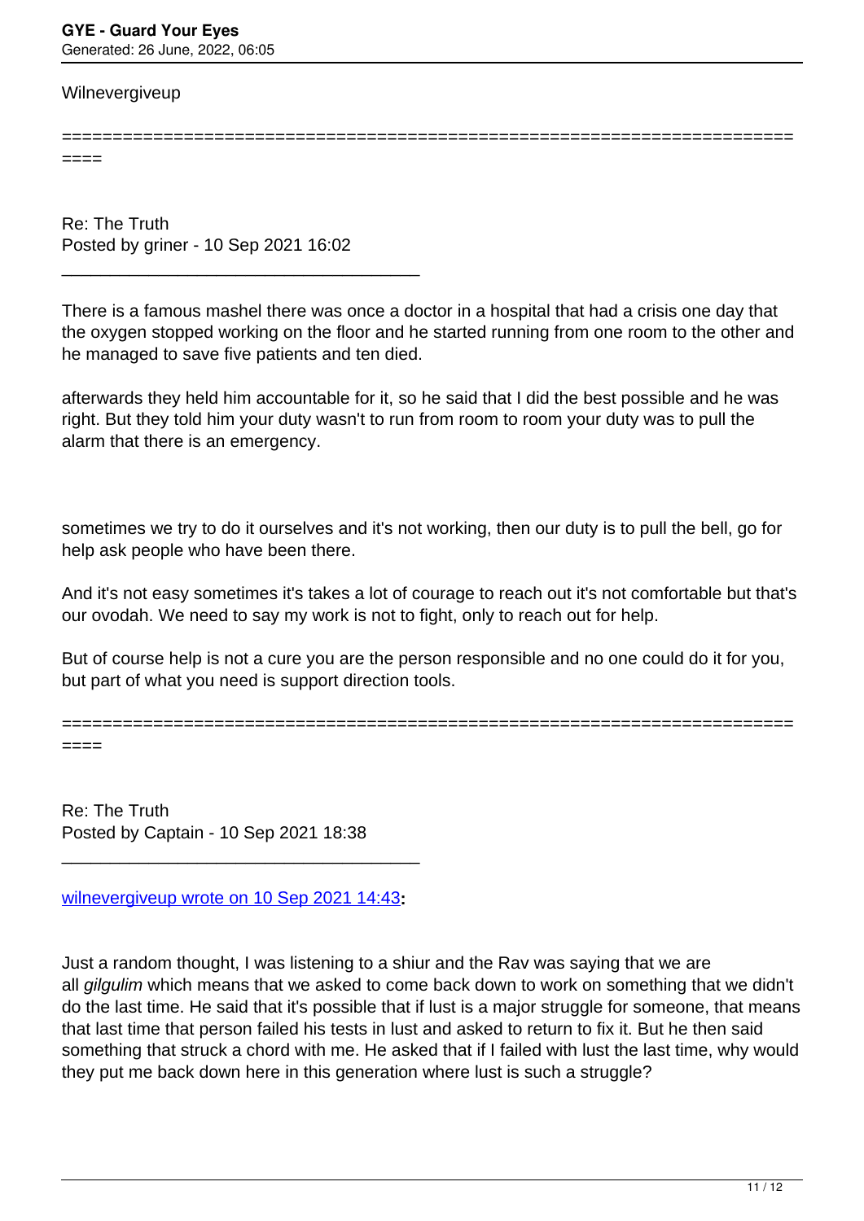Wilnevergiveup

============================================================================

Re: The Truth
Posted by griner - 10 Sep 2021 16:02

---

There is a famous mashel there was once a doctor in a hospital that had a crisis one day that the oxygen stopped working on the floor and he started running from one room to the other and he managed to save five patients and ten died.

afterwards they held him accountable for it, so he said that I did the best possible and he was right. But they told him your duty wasn't to run from room to room your duty was to pull the alarm that there is an emergency.

sometimes we try to do it ourselves and it's not working, then our duty is to pull the bell, go for help ask people who have been there.

And it's not easy sometimes it's takes a lot of courage to reach out it's not comfortable but that's our ovodah. We need to say my work is not to fight, only to reach out for help.

But of course help is not a cure you are the person responsible and no one could do it for you, but part of what you need is support direction tools.

============================================================================

Re: The Truth
Posted by Captain - 10 Sep 2021 18:38

---

wilnevergiveup wrote on 10 Sep 2021 14:43**:**

Just a random thought, I was listening to a shiur and the Rav was saying that we are all *gilgulim* which means that we asked to come back down to work on something that we didn't do the last time. He said that it's possible that if lust is a major struggle for someone, that means that last time that person failed his tests in lust and asked to return to fix it. But he then said something that struck a chord with me. He asked that if I failed with lust the last time, why would they put me back down here in this generation where lust is such a struggle?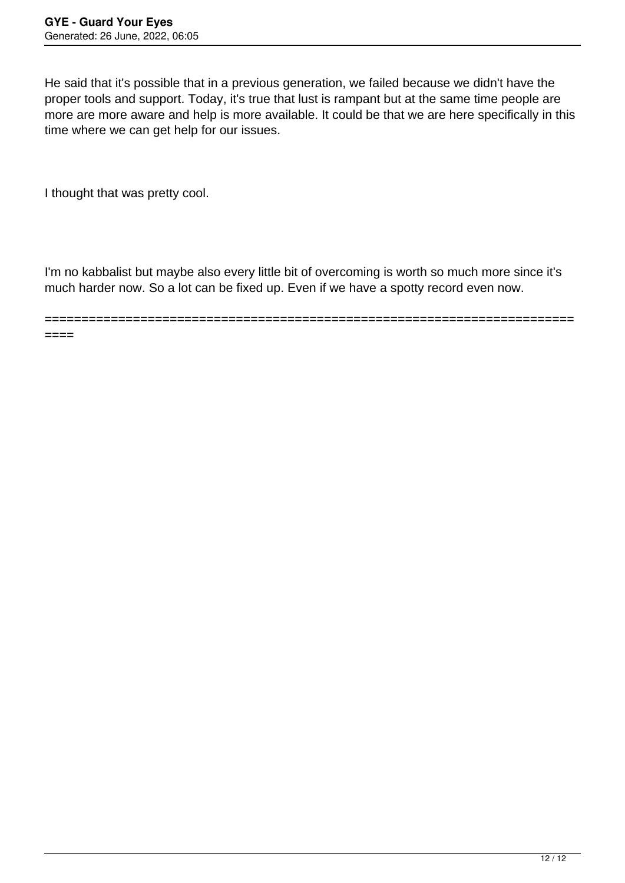He said that it's possible that in a previous generation, we failed because we didn't have the proper tools and support. Today, it's true that lust is rampant but at the same time people are more are more aware and help is more available. It could be that we are here specifically in this time where we can get help for our issues.

I thought that was pretty cool.

I'm no kabbalist but maybe also every little bit of overcoming is worth so much more since it's much harder now. So a lot can be fixed up. Even if we have a spotty record even now.

============================================================================